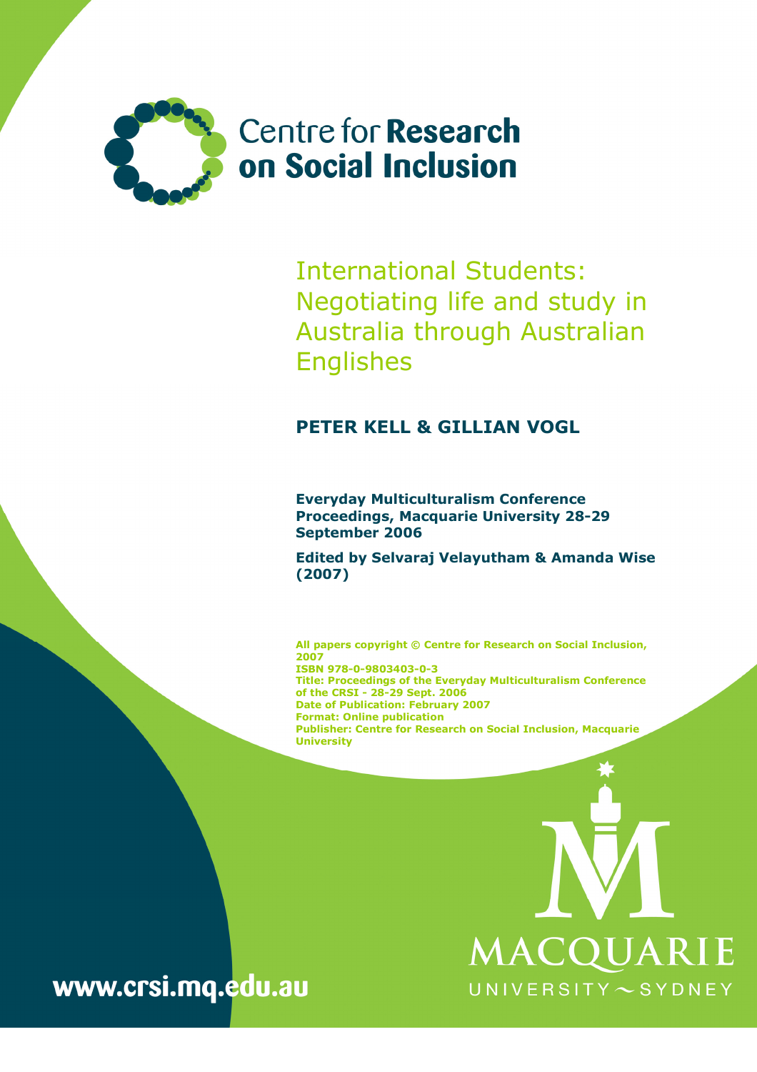Centre for **Research on Social Inclusion**

# International Students: Negotiating life and study in Australia through Australian Englishes

## PETER KELL & GILLIAN VOGL

**Everyday Multiculturalism Conference Proceedings, Macquarie University 28-29 September 2006**

**Edited by Selvaraj Velayutham & Amanda Wise (2007)**

**All papers copyright © Centre for Research on Social Inclusion, 2007**
**ISBN 978-0-9803403-0-3**
**Title: Proceedings of the Everyday Multiculturalism Conference of the CRSI - 28-29 Sept. 2006**
**Date of Publication: February 2007**
**Format: Online publication**
**Publisher: Centre for Research on Social Inclusion, Macquarie University**

MACQUARIE
UNIVERSITY ~ SYDNEY

**www.crsi.mq.edu.au**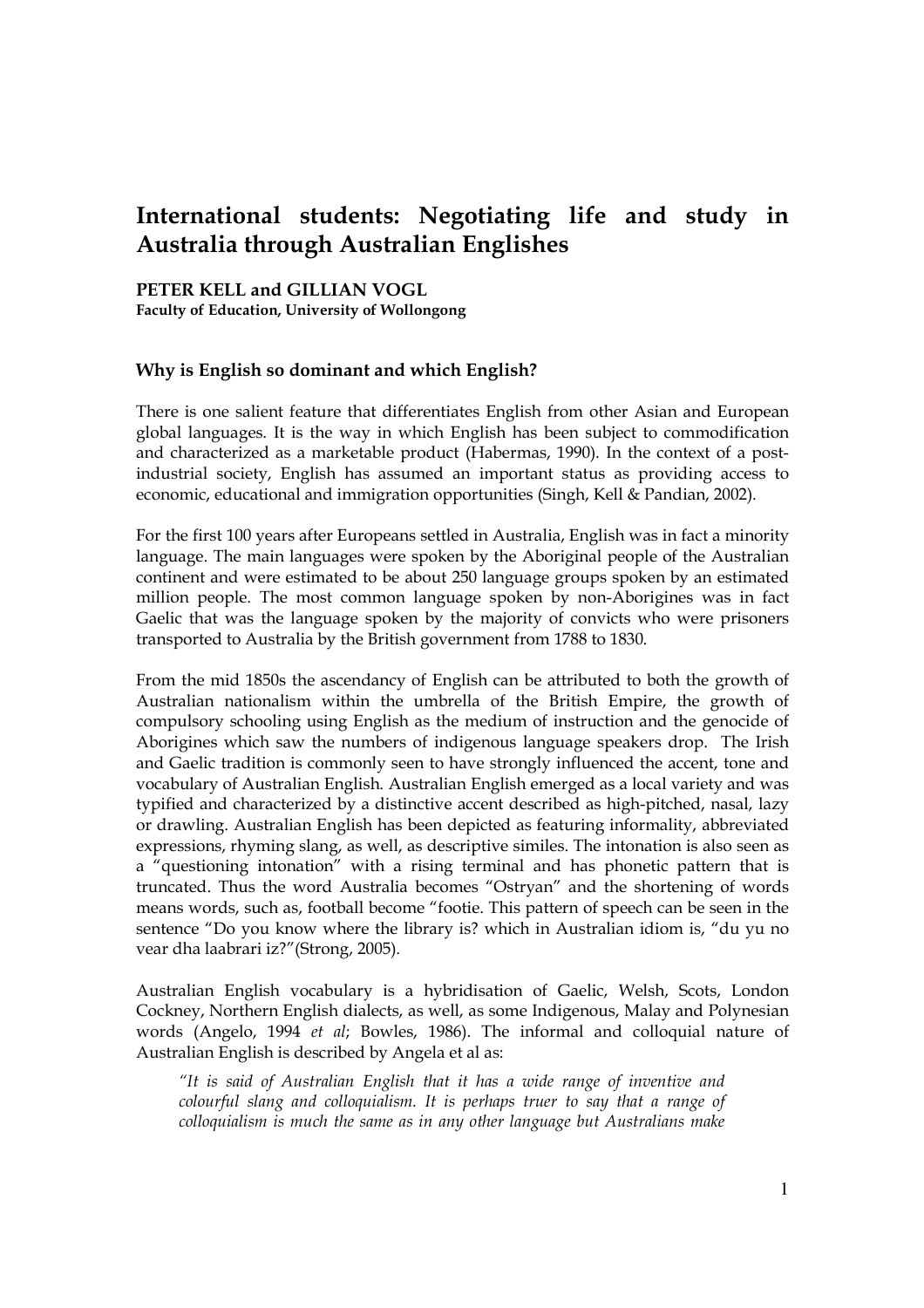// Note: page number omitted per rules

# International students: Negotiating life and study in Australia through Australian Englishes

**PETER KELL and GILLIAN VOGL**
**Faculty of Education, University of Wollongong**

### Why is English so dominant and which English?

There is one salient feature that differentiates English from other Asian and European global languages. It is the way in which English has been subject to commodification and characterized as a marketable product (Habermas, 1990). In the context of a post-industrial society, English has assumed an important status as providing access to economic, educational and immigration opportunities (Singh, Kell & Pandian, 2002).

For the first 100 years after Europeans settled in Australia, English was in fact a minority language. The main languages were spoken by the Aboriginal people of the Australian continent and were estimated to be about 250 language groups spoken by an estimated million people. The most common language spoken by non-Aborigines was in fact Gaelic that was the language spoken by the majority of convicts who were prisoners transported to Australia by the British government from 1788 to 1830.

From the mid 1850s the ascendancy of English can be attributed to both the growth of Australian nationalism within the umbrella of the British Empire, the growth of compulsory schooling using English as the medium of instruction and the genocide of Aborigines which saw the numbers of indigenous language speakers drop. The Irish and Gaelic tradition is commonly seen to have strongly influenced the accent, tone and vocabulary of Australian English. Australian English emerged as a local variety and was typified and characterized by a distinctive accent described as high-pitched, nasal, lazy or drawling. Australian English has been depicted as featuring informality, abbreviated expressions, rhyming slang, as well, as descriptive similes. The intonation is also seen as a "questioning intonation" with a rising terminal and has phonetic pattern that is truncated. Thus the word Australia becomes "Ostryan" and the shortening of words means words, such as, football become "footie. This pattern of speech can be seen in the sentence "Do you know where the library is? which in Australian idiom is, "du yu no vear dha laabrari iz?"(Strong, 2005).

Australian English vocabulary is a hybridisation of Gaelic, Welsh, Scots, London Cockney, Northern English dialects, as well, as some Indigenous, Malay and Polynesian words (Angelo, 1994 *et al*; Bowles, 1986). The informal and colloquial nature of Australian English is described by Angela et al as:

> *"It is said of Australian English that it has a wide range of inventive and colourful slang and colloquialism. It is perhaps truer to say that a range of colloquialism is much the same as in any other language but Australians make*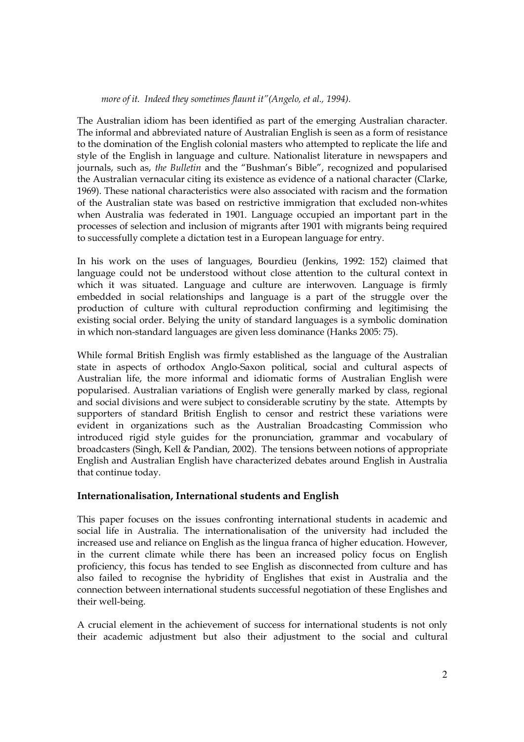*more of it. Indeed they sometimes flaunt it"(Angelo, et al., 1994).*

The Australian idiom has been identified as part of the emerging Australian character. The informal and abbreviated nature of Australian English is seen as a form of resistance to the domination of the English colonial masters who attempted to replicate the life and style of the English in language and culture. Nationalist literature in newspapers and journals, such as, *the Bulletin* and the "Bushman's Bible", recognized and popularised the Australian vernacular citing its existence as evidence of a national character (Clarke, 1969). These national characteristics were also associated with racism and the formation of the Australian state was based on restrictive immigration that excluded non-whites when Australia was federated in 1901. Language occupied an important part in the processes of selection and inclusion of migrants after 1901 with migrants being required to successfully complete a dictation test in a European language for entry.

In his work on the uses of languages, Bourdieu (Jenkins, 1992: 152) claimed that language could not be understood without close attention to the cultural context in which it was situated. Language and culture are interwoven. Language is firmly embedded in social relationships and language is a part of the struggle over the production of culture with cultural reproduction confirming and legitimising the existing social order. Belying the unity of standard languages is a symbolic domination in which non-standard languages are given less dominance (Hanks 2005: 75).

While formal British English was firmly established as the language of the Australian state in aspects of orthodox Anglo-Saxon political, social and cultural aspects of Australian life, the more informal and idiomatic forms of Australian English were popularised. Australian variations of English were generally marked by class, regional and social divisions and were subject to considerable scrutiny by the state. Attempts by supporters of standard British English to censor and restrict these variations were evident in organizations such as the Australian Broadcasting Commission who introduced rigid style guides for the pronunciation, grammar and vocabulary of broadcasters (Singh, Kell & Pandian, 2002). The tensions between notions of appropriate English and Australian English have characterized debates around English in Australia that continue today.

## Internationalisation, International students and English

This paper focuses on the issues confronting international students in academic and social life in Australia. The internationalisation of the university had included the increased use and reliance on English as the lingua franca of higher education. However, in the current climate while there has been an increased policy focus on English proficiency, this focus has tended to see English as disconnected from culture and has also failed to recognise the hybridity of Englishes that exist in Australia and the connection between international students successful negotiation of these Englishes and their well-being.

A crucial element in the achievement of success for international students is not only their academic adjustment but also their adjustment to the social and cultural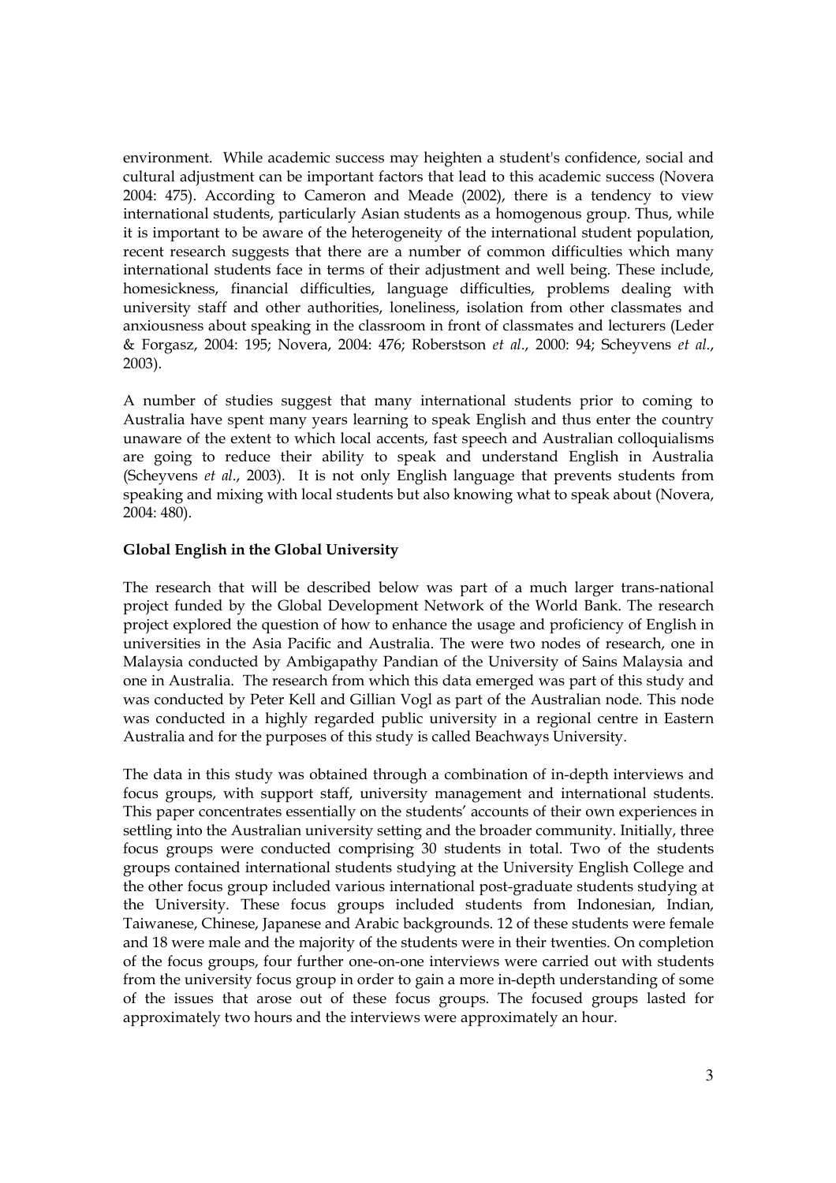environment. While academic success may heighten a student's confidence, social and cultural adjustment can be important factors that lead to this academic success (Novera 2004: 475). According to Cameron and Meade (2002), there is a tendency to view international students, particularly Asian students as a homogenous group. Thus, while it is important to be aware of the heterogeneity of the international student population, recent research suggests that there are a number of common difficulties which many international students face in terms of their adjustment and well being. These include, homesickness, financial difficulties, language difficulties, problems dealing with university staff and other authorities, loneliness, isolation from other classmates and anxiousness about speaking in the classroom in front of classmates and lecturers (Leder & Forgasz, 2004: 195; Novera, 2004: 476; Roberstson *et al*., 2000: 94; Scheyvens *et al*., 2003).

A number of studies suggest that many international students prior to coming to Australia have spent many years learning to speak English and thus enter the country unaware of the extent to which local accents, fast speech and Australian colloquialisms are going to reduce their ability to speak and understand English in Australia (Scheyvens *et al*., 2003). It is not only English language that prevents students from speaking and mixing with local students but also knowing what to speak about (Novera, 2004: 480).

**Global English in the Global University**

The research that will be described below was part of a much larger trans-national project funded by the Global Development Network of the World Bank. The research project explored the question of how to enhance the usage and proficiency of English in universities in the Asia Pacific and Australia. The were two nodes of research, one in Malaysia conducted by Ambigapathy Pandian of the University of Sains Malaysia and one in Australia. The research from which this data emerged was part of this study and was conducted by Peter Kell and Gillian Vogl as part of the Australian node. This node was conducted in a highly regarded public university in a regional centre in Eastern Australia and for the purposes of this study is called Beachways University.

The data in this study was obtained through a combination of in-depth interviews and focus groups, with support staff, university management and international students. This paper concentrates essentially on the students' accounts of their own experiences in settling into the Australian university setting and the broader community. Initially, three focus groups were conducted comprising 30 students in total. Two of the students groups contained international students studying at the University English College and the other focus group included various international post-graduate students studying at the University. These focus groups included students from Indonesian, Indian, Taiwanese, Chinese, Japanese and Arabic backgrounds. 12 of these students were female and 18 were male and the majority of the students were in their twenties. On completion of the focus groups, four further one-on-one interviews were carried out with students from the university focus group in order to gain a more in-depth understanding of some of the issues that arose out of these focus groups. The focused groups lasted for approximately two hours and the interviews were approximately an hour.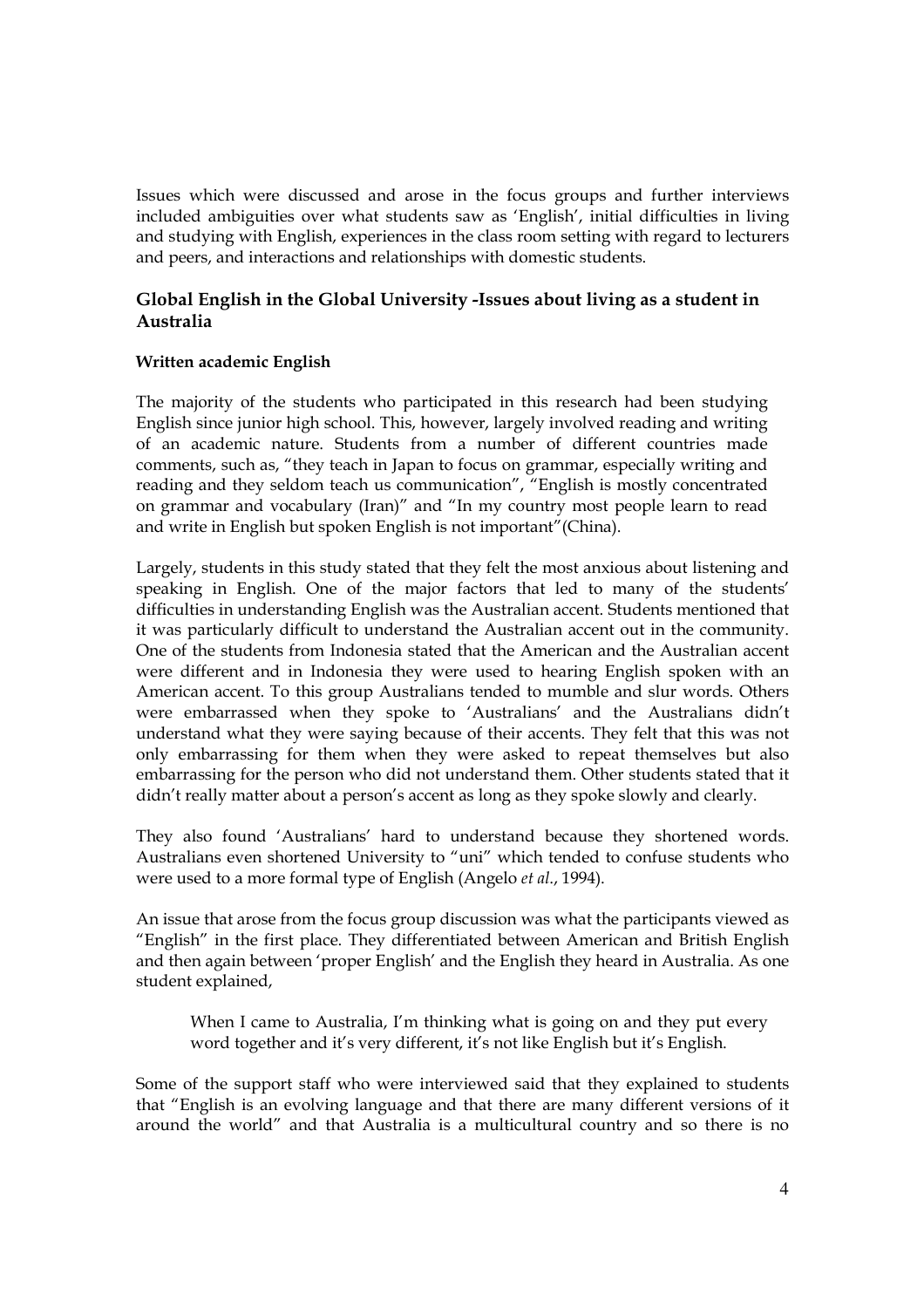Issues which were discussed and arose in the focus groups and further interviews included ambiguities over what students saw as 'English', initial difficulties in living and studying with English, experiences in the class room setting with regard to lecturers and peers, and interactions and relationships with domestic students.

## Global English in the Global University -Issues about living as a student in Australia

### Written academic English

The majority of the students who participated in this research had been studying English since junior high school. This, however, largely involved reading and writing of an academic nature. Students from a number of different countries made comments, such as, "they teach in Japan to focus on grammar, especially writing and reading and they seldom teach us communication", "English is mostly concentrated on grammar and vocabulary (Iran)" and "In my country most people learn to read and write in English but spoken English is not important"(China).

Largely, students in this study stated that they felt the most anxious about listening and speaking in English. One of the major factors that led to many of the students' difficulties in understanding English was the Australian accent. Students mentioned that it was particularly difficult to understand the Australian accent out in the community. One of the students from Indonesia stated that the American and the Australian accent were different and in Indonesia they were used to hearing English spoken with an American accent. To this group Australians tended to mumble and slur words. Others were embarrassed when they spoke to 'Australians' and the Australians didn't understand what they were saying because of their accents. They felt that this was not only embarrassing for them when they were asked to repeat themselves but also embarrassing for the person who did not understand them. Other students stated that it didn't really matter about a person's accent as long as they spoke slowly and clearly.

They also found 'Australians' hard to understand because they shortened words. Australians even shortened University to "uni" which tended to confuse students who were used to a more formal type of English (Angelo *et al*., 1994).

An issue that arose from the focus group discussion was what the participants viewed as "English" in the first place. They differentiated between American and British English and then again between 'proper English' and the English they heard in Australia. As one student explained,

> When I came to Australia, I'm thinking what is going on and they put every word together and it's very different, it's not like English but it's English.

Some of the support staff who were interviewed said that they explained to students that "English is an evolving language and that there are many different versions of it around the world" and that Australia is a multicultural country and so there is no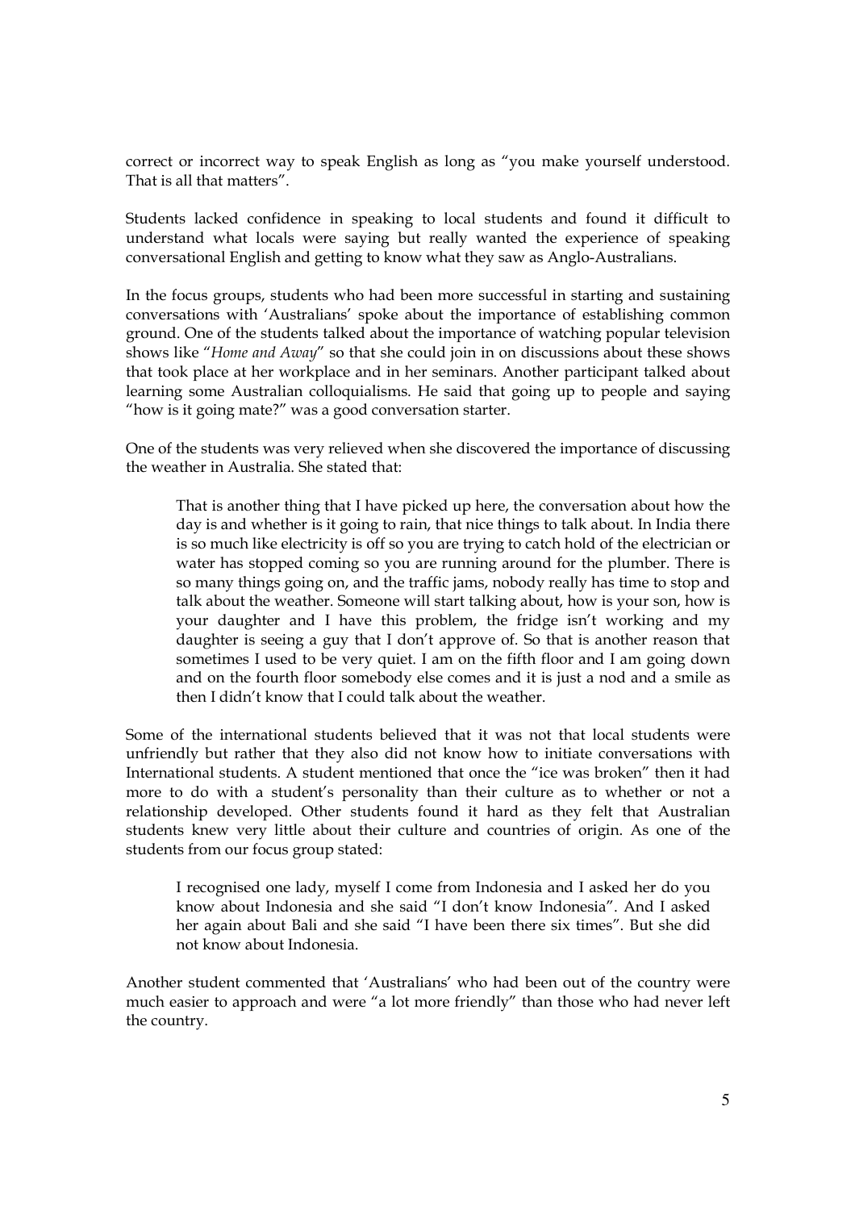correct or incorrect way to speak English as long as "you make yourself understood. That is all that matters".

Students lacked confidence in speaking to local students and found it difficult to understand what locals were saying but really wanted the experience of speaking conversational English and getting to know what they saw as Anglo-Australians.

In the focus groups, students who had been more successful in starting and sustaining conversations with 'Australians' spoke about the importance of establishing common ground. One of the students talked about the importance of watching popular television shows like "*Home and Away*" so that she could join in on discussions about these shows that took place at her workplace and in her seminars. Another participant talked about learning some Australian colloquialisms. He said that going up to people and saying "how is it going mate?" was a good conversation starter.

One of the students was very relieved when she discovered the importance of discussing the weather in Australia. She stated that:

> That is another thing that I have picked up here, the conversation about how the day is and whether is it going to rain, that nice things to talk about. In India there is so much like electricity is off so you are trying to catch hold of the electrician or water has stopped coming so you are running around for the plumber. There is so many things going on, and the traffic jams, nobody really has time to stop and talk about the weather. Someone will start talking about, how is your son, how is your daughter and I have this problem, the fridge isn't working and my daughter is seeing a guy that I don't approve of. So that is another reason that sometimes I used to be very quiet. I am on the fifth floor and I am going down and on the fourth floor somebody else comes and it is just a nod and a smile as then I didn't know that I could talk about the weather.

Some of the international students believed that it was not that local students were unfriendly but rather that they also did not know how to initiate conversations with International students. A student mentioned that once the "ice was broken" then it had more to do with a student's personality than their culture as to whether or not a relationship developed. Other students found it hard as they felt that Australian students knew very little about their culture and countries of origin. As one of the students from our focus group stated:

> I recognised one lady, myself I come from Indonesia and I asked her do you know about Indonesia and she said "I don't know Indonesia". And I asked her again about Bali and she said "I have been there six times". But she did not know about Indonesia.

Another student commented that 'Australians' who had been out of the country were much easier to approach and were "a lot more friendly" than those who had never left the country.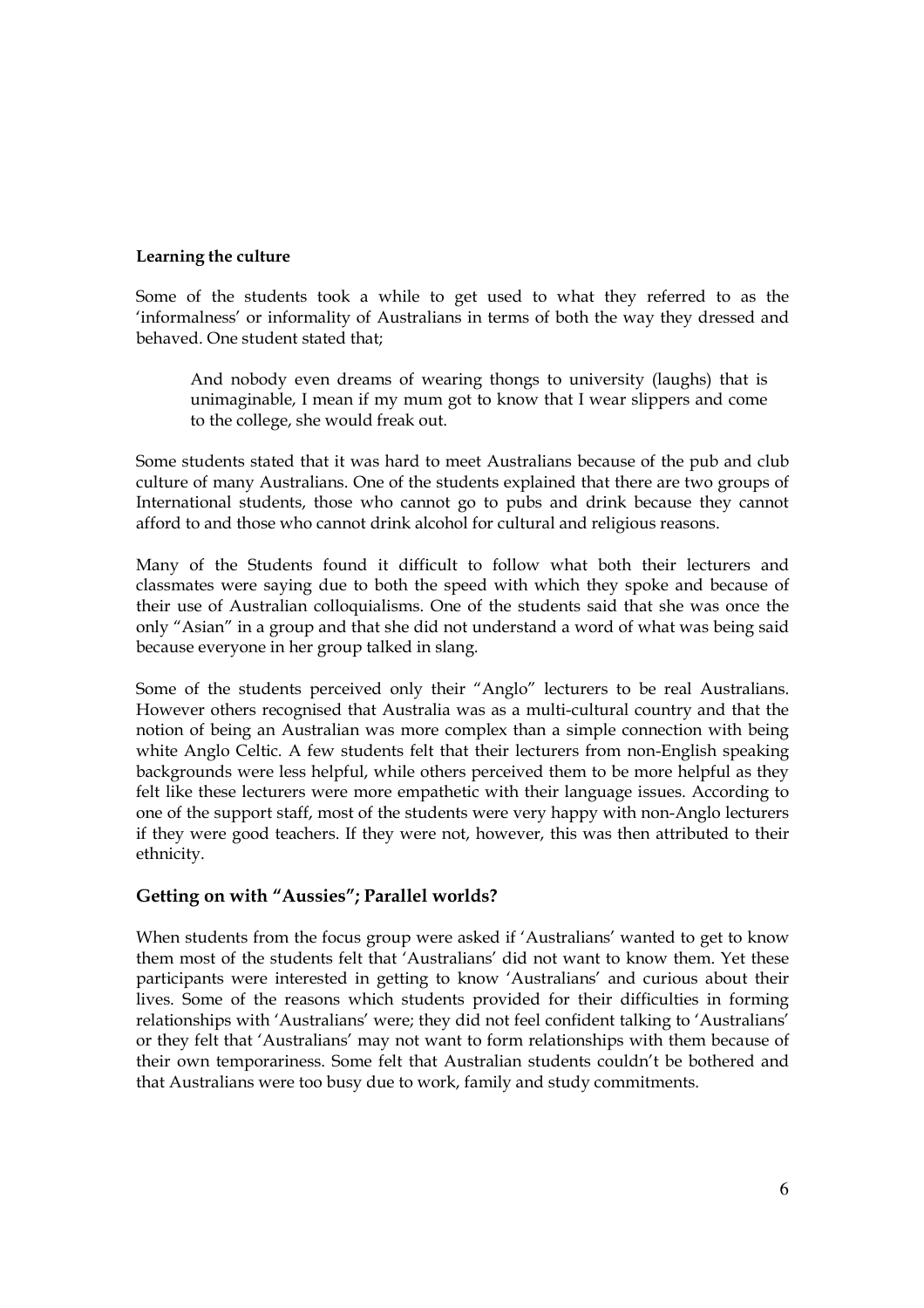**Learning the culture**

Some of the students took a while to get used to what they referred to as the 'informalness' or informality of Australians in terms of both the way they dressed and behaved. One student stated that;

> And nobody even dreams of wearing thongs to university (laughs) that is unimaginable, I mean if my mum got to know that I wear slippers and come to the college, she would freak out.

Some students stated that it was hard to meet Australians because of the pub and club culture of many Australians. One of the students explained that there are two groups of International students, those who cannot go to pubs and drink because they cannot afford to and those who cannot drink alcohol for cultural and religious reasons.

Many of the Students found it difficult to follow what both their lecturers and classmates were saying due to both the speed with which they spoke and because of their use of Australian colloquialisms. One of the students said that she was once the only "Asian" in a group and that she did not understand a word of what was being said because everyone in her group talked in slang.

Some of the students perceived only their "Anglo" lecturers to be real Australians. However others recognised that Australia was as a multi-cultural country and that the notion of being an Australian was more complex than a simple connection with being white Anglo Celtic. A few students felt that their lecturers from non-English speaking backgrounds were less helpful, while others perceived them to be more helpful as they felt like these lecturers were more empathetic with their language issues. According to one of the support staff, most of the students were very happy with non-Anglo lecturers if they were good teachers. If they were not, however, this was then attributed to their ethnicity.

## Getting on with "Aussies"; Parallel worlds?

When students from the focus group were asked if 'Australians' wanted to get to know them most of the students felt that 'Australians' did not want to know them. Yet these participants were interested in getting to know 'Australians' and curious about their lives. Some of the reasons which students provided for their difficulties in forming relationships with 'Australians' were; they did not feel confident talking to 'Australians' or they felt that 'Australians' may not want to form relationships with them because of their own temporariness. Some felt that Australian students couldn't be bothered and that Australians were too busy due to work, family and study commitments.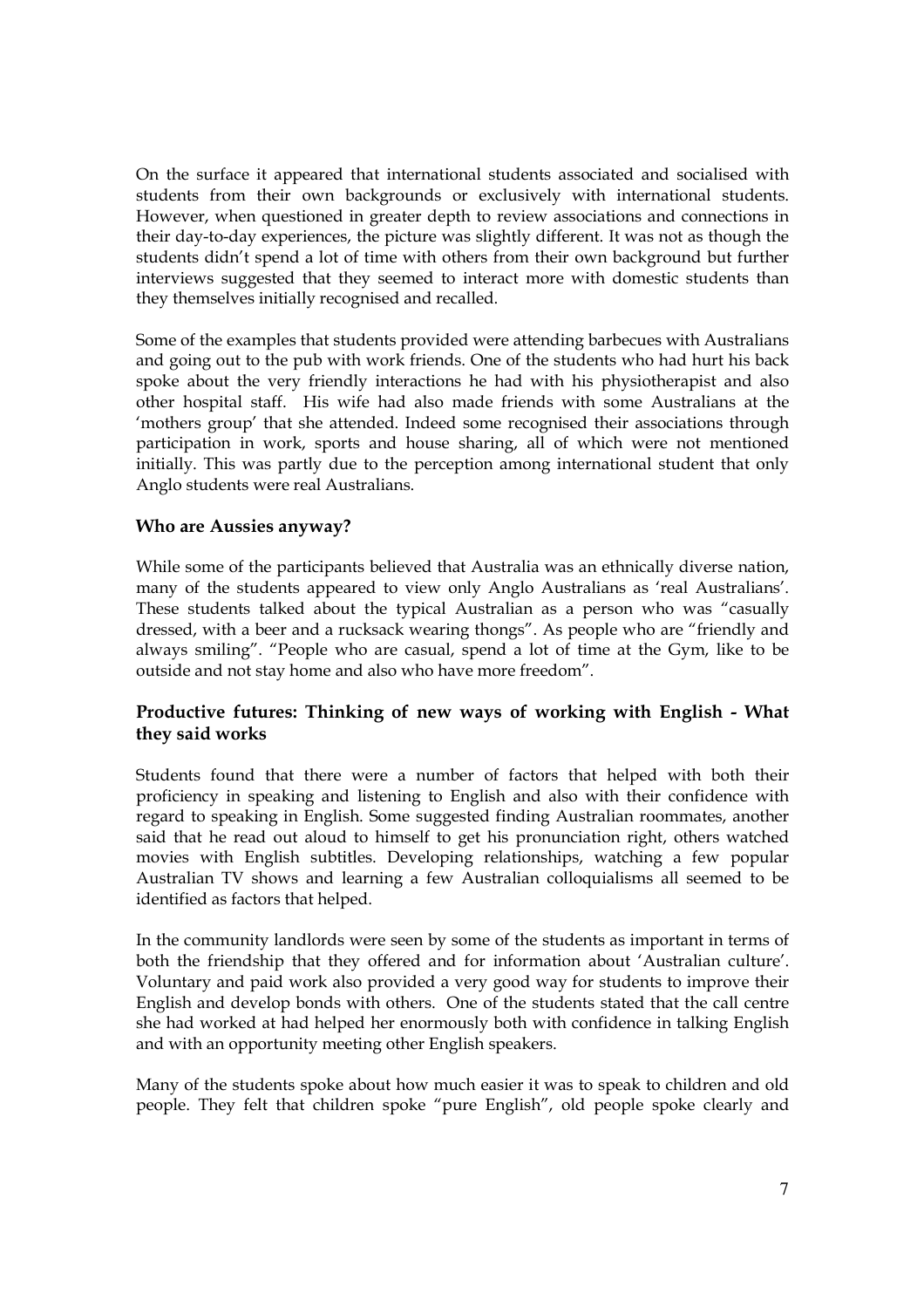On the surface it appeared that international students associated and socialised with students from their own backgrounds or exclusively with international students. However, when questioned in greater depth to review associations and connections in their day-to-day experiences, the picture was slightly different. It was not as though the students didn't spend a lot of time with others from their own background but further interviews suggested that they seemed to interact more with domestic students than they themselves initially recognised and recalled.

Some of the examples that students provided were attending barbecues with Australians and going out to the pub with work friends. One of the students who had hurt his back spoke about the very friendly interactions he had with his physiotherapist and also other hospital staff. His wife had also made friends with some Australians at the 'mothers group' that she attended. Indeed some recognised their associations through participation in work, sports and house sharing, all of which were not mentioned initially. This was partly due to the perception among international student that only Anglo students were real Australians.

### Who are Aussies anyway?

While some of the participants believed that Australia was an ethnically diverse nation, many of the students appeared to view only Anglo Australians as 'real Australians'. These students talked about the typical Australian as a person who was "casually dressed, with a beer and a rucksack wearing thongs". As people who are "friendly and always smiling". "People who are casual, spend a lot of time at the Gym, like to be outside and not stay home and also who have more freedom".

### Productive futures: Thinking of new ways of working with English - What they said works

Students found that there were a number of factors that helped with both their proficiency in speaking and listening to English and also with their confidence with regard to speaking in English. Some suggested finding Australian roommates, another said that he read out aloud to himself to get his pronunciation right, others watched movies with English subtitles. Developing relationships, watching a few popular Australian TV shows and learning a few Australian colloquialisms all seemed to be identified as factors that helped.

In the community landlords were seen by some of the students as important in terms of both the friendship that they offered and for information about 'Australian culture'. Voluntary and paid work also provided a very good way for students to improve their English and develop bonds with others. One of the students stated that the call centre she had worked at had helped her enormously both with confidence in talking English and with an opportunity meeting other English speakers.

Many of the students spoke about how much easier it was to speak to children and old people. They felt that children spoke "pure English", old people spoke clearly and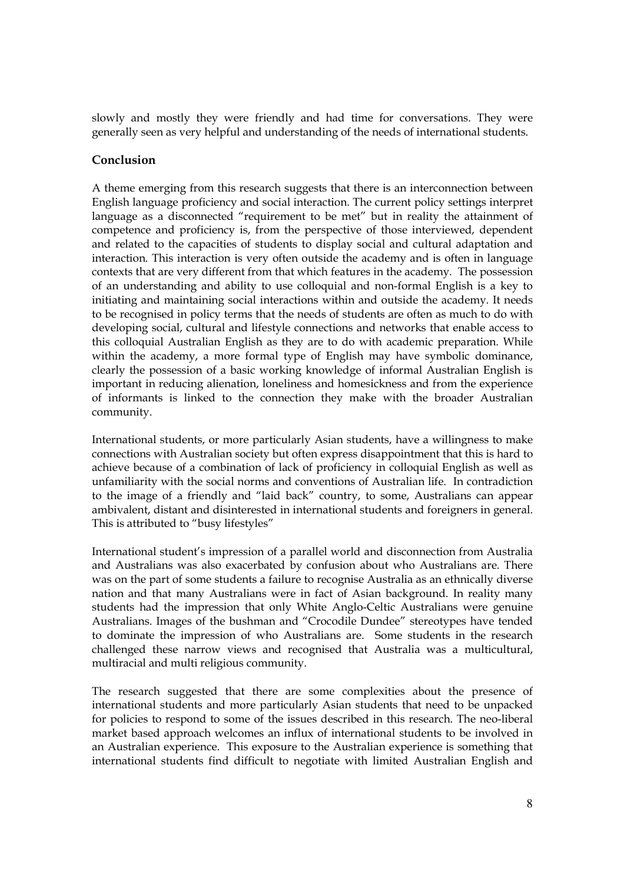slowly and mostly they were friendly and had time for conversations. They were generally seen as very helpful and understanding of the needs of international students.

## Conclusion

A theme emerging from this research suggests that there is an interconnection between English language proficiency and social interaction. The current policy settings interpret language as a disconnected "requirement to be met" but in reality the attainment of competence and proficiency is, from the perspective of those interviewed, dependent and related to the capacities of students to display social and cultural adaptation and interaction. This interaction is very often outside the academy and is often in language contexts that are very different from that which features in the academy. The possession of an understanding and ability to use colloquial and non-formal English is a key to initiating and maintaining social interactions within and outside the academy. It needs to be recognised in policy terms that the needs of students are often as much to do with developing social, cultural and lifestyle connections and networks that enable access to this colloquial Australian English as they are to do with academic preparation. While within the academy, a more formal type of English may have symbolic dominance, clearly the possession of a basic working knowledge of informal Australian English is important in reducing alienation, loneliness and homesickness and from the experience of informants is linked to the connection they make with the broader Australian community.

International students, or more particularly Asian students, have a willingness to make connections with Australian society but often express disappointment that this is hard to achieve because of a combination of lack of proficiency in colloquial English as well as unfamiliarity with the social norms and conventions of Australian life. In contradiction to the image of a friendly and "laid back" country, to some, Australians can appear ambivalent, distant and disinterested in international students and foreigners in general. This is attributed to "busy lifestyles"

International student's impression of a parallel world and disconnection from Australia and Australians was also exacerbated by confusion about who Australians are. There was on the part of some students a failure to recognise Australia as an ethnically diverse nation and that many Australians were in fact of Asian background. In reality many students had the impression that only White Anglo-Celtic Australians were genuine Australians. Images of the bushman and "Crocodile Dundee" stereotypes have tended to dominate the impression of who Australians are. Some students in the research challenged these narrow views and recognised that Australia was a multicultural, multiracial and multi religious community.

The research suggested that there are some complexities about the presence of international students and more particularly Asian students that need to be unpacked for policies to respond to some of the issues described in this research. The neo-liberal market based approach welcomes an influx of international students to be involved in an Australian experience. This exposure to the Australian experience is something that international students find difficult to negotiate with limited Australian English and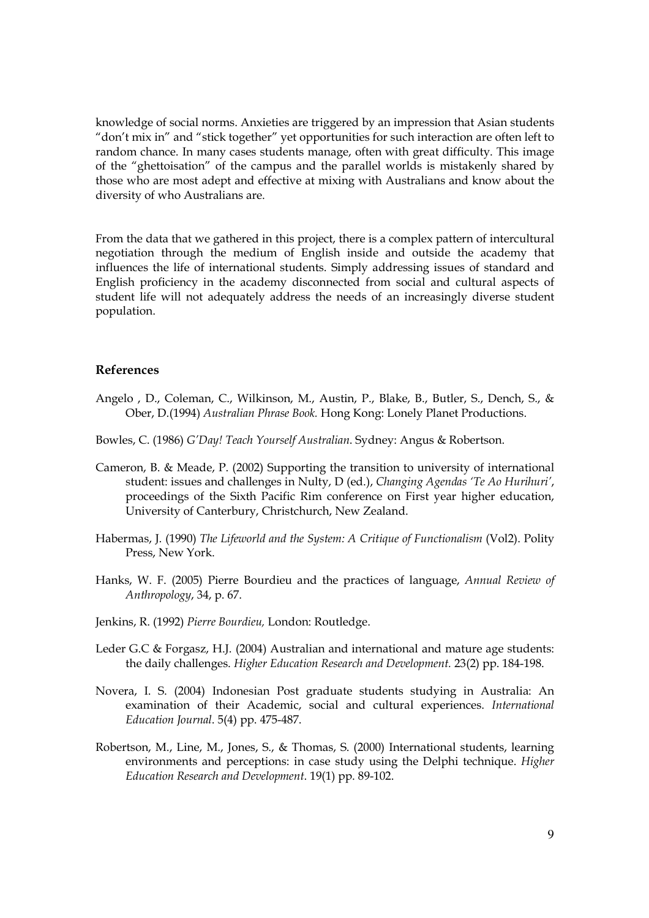knowledge of social norms. Anxieties are triggered by an impression that Asian students "don't mix in" and "stick together" yet opportunities for such interaction are often left to random chance. In many cases students manage, often with great difficulty. This image of the "ghettoisation" of the campus and the parallel worlds is mistakenly shared by those who are most adept and effective at mixing with Australians and know about the diversity of who Australians are.

From the data that we gathered in this project, there is a complex pattern of intercultural negotiation through the medium of English inside and outside the academy that influences the life of international students. Simply addressing issues of standard and English proficiency in the academy disconnected from social and cultural aspects of student life will not adequately address the needs of an increasingly diverse student population.

## References

Angelo , D., Coleman, C., Wilkinson, M., Austin, P., Blake, B., Butler, S., Dench, S., & Ober, D.(1994) *Australian Phrase Book.* Hong Kong: Lonely Planet Productions.

Bowles, C. (1986) *G'Day! Teach Yourself Australian*. Sydney: Angus & Robertson.

Cameron, B. & Meade, P. (2002) Supporting the transition to university of international student: issues and challenges in Nulty, D (ed.), *Changing Agendas 'Te Ao Hurihuri'*, proceedings of the Sixth Pacific Rim conference on First year higher education, University of Canterbury, Christchurch, New Zealand.

Habermas, J. (1990) *The Lifeworld and the System: A Critique of Functionalism* (Vol2). Polity Press, New York.

Hanks, W. F. (2005) Pierre Bourdieu and the practices of language, *Annual Review of Anthropology*, 34, p. 67.

Jenkins, R. (1992) *Pierre Bourdieu,* London: Routledge.

Leder G.C & Forgasz, H.J. (2004) Australian and international and mature age students: the daily challenges. *Higher Education Research and Development.* 23(2) pp. 184-198.

Novera, I. S. (2004) Indonesian Post graduate students studying in Australia: An examination of their Academic, social and cultural experiences. *International Education Journal*. 5(4) pp. 475-487.

Robertson, M., Line, M., Jones, S., & Thomas, S. (2000) International students, learning environments and perceptions: in case study using the Delphi technique. *Higher Education Research and Development*. 19(1) pp. 89-102.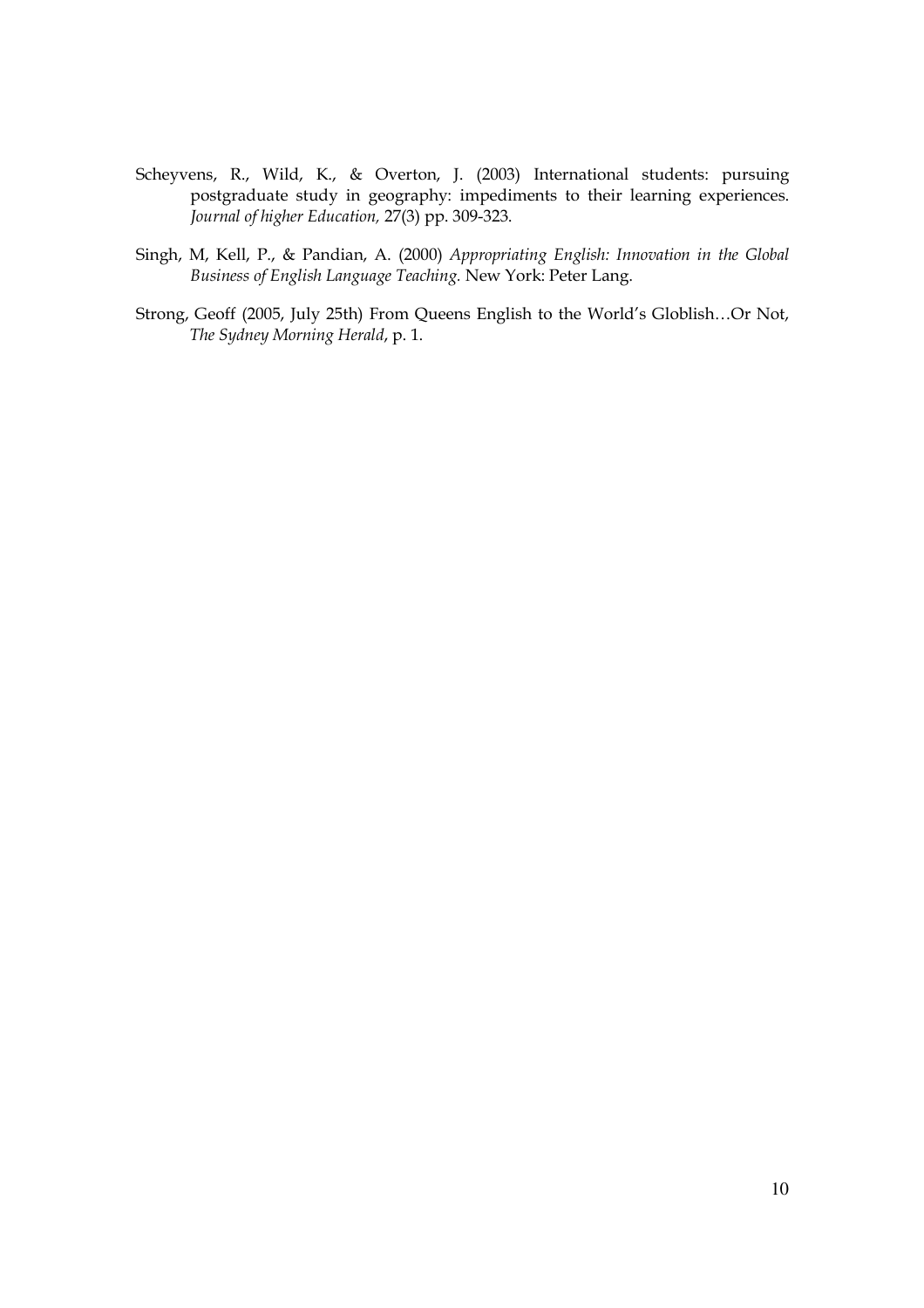Scheyvens, R., Wild, K., & Overton, J. (2003) International students: pursuing postgraduate study in geography: impediments to their learning experiences. *Journal of higher Education,* 27(3) pp. 309-323.

Singh, M, Kell, P., & Pandian, A. (2000) *Appropriating English: Innovation in the Global Business of English Language Teaching.* New York: Peter Lang.

Strong, Geoff (2005, July 25th) From Queens English to the World's Globlish…Or Not, *The Sydney Morning Herald*, p. 1.